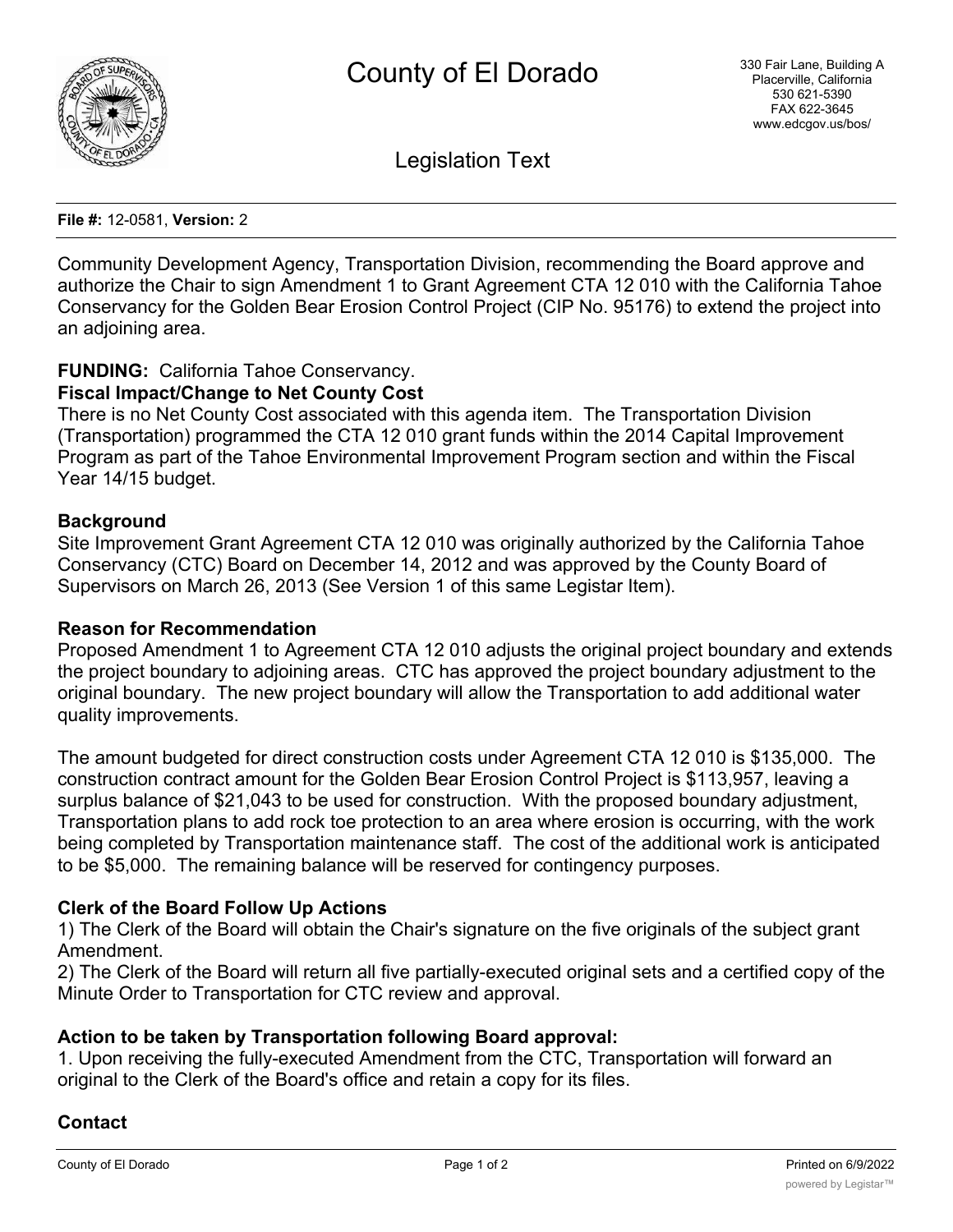# County of El Dorado

330 Fair Lane, Building A
Placerville, California
530 621-5390
FAX 622-3645
www.edcgov.us/bos/

## Legislation Text

**File #:** 12-0581, **Version:** 2

Community Development Agency, Transportation Division, recommending the Board approve and authorize the Chair to sign Amendment 1 to Grant Agreement CTA 12 010 with the California Tahoe Conservancy for the Golden Bear Erosion Control Project (CIP No. 95176) to extend the project into an adjoining area.

**FUNDING:** California Tahoe Conservancy.

**Fiscal Impact/Change to Net County Cost**

There is no Net County Cost associated with this agenda item. The Transportation Division (Transportation) programmed the CTA 12 010 grant funds within the 2014 Capital Improvement Program as part of the Tahoe Environmental Improvement Program section and within the Fiscal Year 14/15 budget.

**Background**

Site Improvement Grant Agreement CTA 12 010 was originally authorized by the California Tahoe Conservancy (CTC) Board on December 14, 2012 and was approved by the County Board of Supervisors on March 26, 2013 (See Version 1 of this same Legistar Item).

**Reason for Recommendation**

Proposed Amendment 1 to Agreement CTA 12 010 adjusts the original project boundary and extends the project boundary to adjoining areas. CTC has approved the project boundary adjustment to the original boundary. The new project boundary will allow the Transportation to add additional water quality improvements.

The amount budgeted for direct construction costs under Agreement CTA 12 010 is $135,000. The construction contract amount for the Golden Bear Erosion Control Project is $113,957, leaving a surplus balance of $21,043 to be used for construction. With the proposed boundary adjustment, Transportation plans to add rock toe protection to an area where erosion is occurring, with the work being completed by Transportation maintenance staff. The cost of the additional work is anticipated to be $5,000. The remaining balance will be reserved for contingency purposes.

**Clerk of the Board Follow Up Actions**

1) The Clerk of the Board will obtain the Chair's signature on the five originals of the subject grant Amendment.

2) The Clerk of the Board will return all five partially-executed original sets and a certified copy of the Minute Order to Transportation for CTC review and approval.

**Action to be taken by Transportation following Board approval:**

1. Upon receiving the fully-executed Amendment from the CTC, Transportation will forward an original to the Clerk of the Board's office and retain a copy for its files.

**Contact**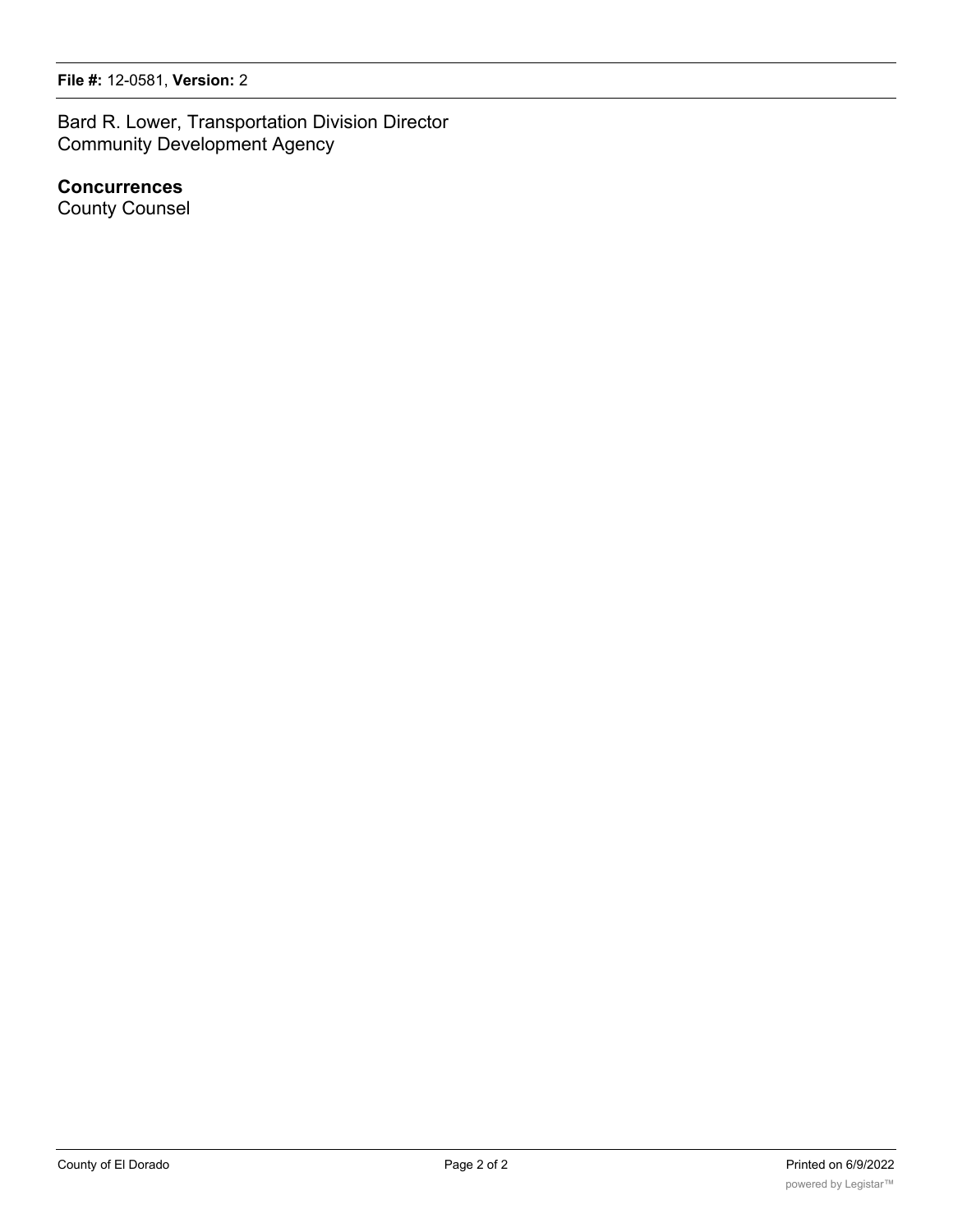**File #:** 12-0581, **Version:** 2

Bard R. Lower, Transportation Division Director
Community Development Agency

**Concurrences**
County Counsel